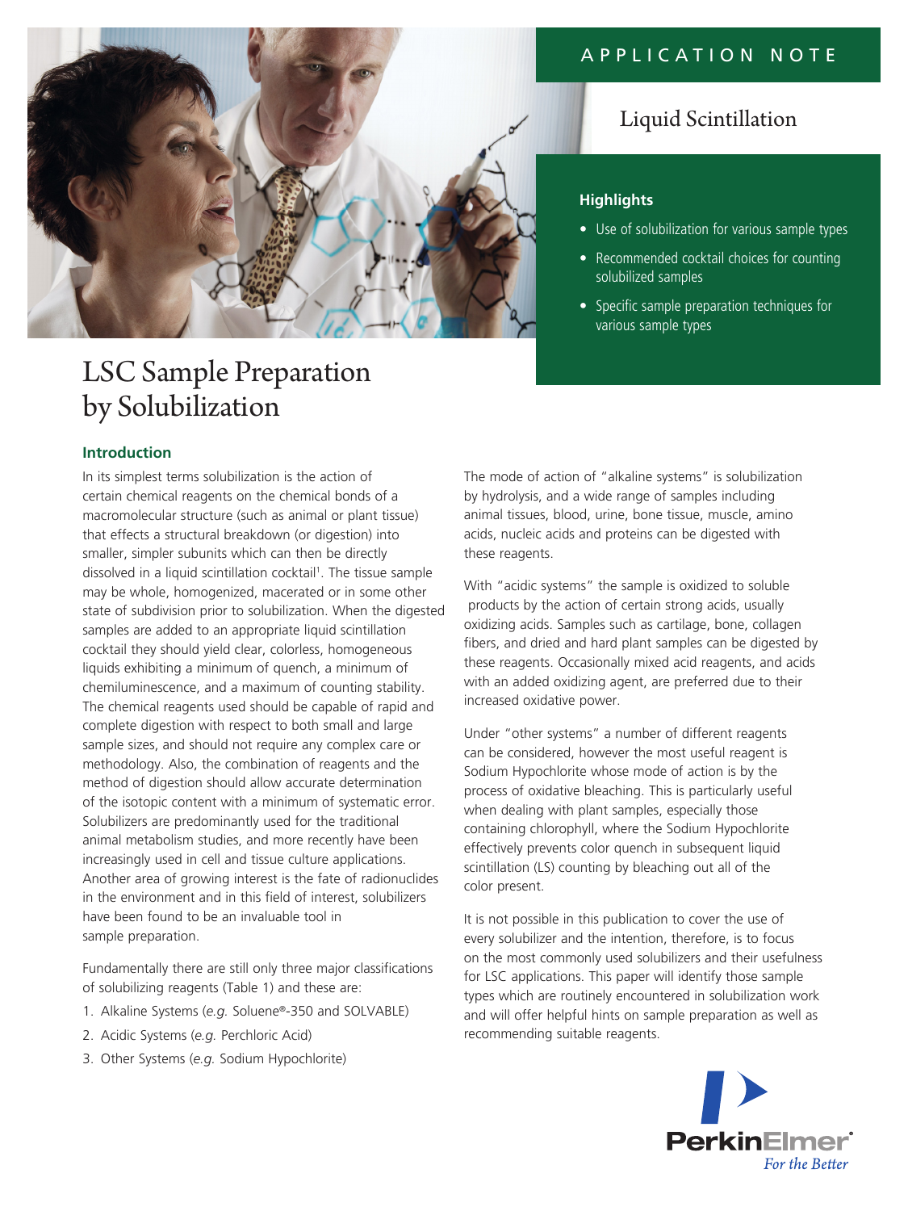APPLICATION NOTE

Liquid Scintillation

**Highlights**

- Use of solubilization for various sample types
- Recommended cocktail choices for counting solubilized samples
- Specific sample preparation techniques for various sample types

# LSC Sample Preparation by Solubilization

## Introduction

In its simplest terms solubilization is the action of certain chemical reagents on the chemical bonds of a macromolecular structure (such as animal or plant tissue) that effects a structural breakdown (or digestion) into smaller, simpler subunits which can then be directly dissolved in a liquid scintillation cocktail[1]. The tissue sample may be whole, homogenized, macerated or in some other state of subdivision prior to solubilization. When the digested samples are added to an appropriate liquid scintillation cocktail they should yield clear, colorless, homogeneous liquids exhibiting a minimum of quench, a minimum of chemiluminescence, and a maximum of counting stability. The chemical reagents used should be capable of rapid and complete digestion with respect to both small and large sample sizes, and should not require any complex care or methodology. Also, the combination of reagents and the method of digestion should allow accurate determination of the isotopic content with a minimum of systematic error. Solubilizers are predominantly used for the traditional animal metabolism studies, and more recently have been increasingly used in cell and tissue culture applications. Another area of growing interest is the fate of radionuclides in the environment and in this field of interest, solubilizers have been found to be an invaluable tool in sample preparation.

Fundamentally there are still only three major classifications of solubilizing reagents (Table 1) and these are:

1. Alkaline Systems (*e.g.* Soluene®-350 and SOLVABLE)
2. Acidic Systems (*e.g.* Perchloric Acid)
3. Other Systems (*e.g.* Sodium Hypochlorite)

The mode of action of "alkaline systems" is solubilization by hydrolysis, and a wide range of samples including animal tissues, blood, urine, bone tissue, muscle, amino acids, nucleic acids and proteins can be digested with these reagents.

With "acidic systems" the sample is oxidized to soluble products by the action of certain strong acids, usually oxidizing acids. Samples such as cartilage, bone, collagen fibers, and dried and hard plant samples can be digested by these reagents. Occasionally mixed acid reagents, and acids with an added oxidizing agent, are preferred due to their increased oxidative power.

Under "other systems" a number of different reagents can be considered, however the most useful reagent is Sodium Hypochlorite whose mode of action is by the process of oxidative bleaching. This is particularly useful when dealing with plant samples, especially those containing chlorophyll, where the Sodium Hypochlorite effectively prevents color quench in subsequent liquid scintillation (LS) counting by bleaching out all of the color present.

It is not possible in this publication to cover the use of every solubilizer and the intention, therefore, is to focus on the most commonly used solubilizers and their usefulness for LSC applications. This paper will identify those sample types which are routinely encountered in solubilization work and will offer helpful hints on sample preparation as well as recommending suitable reagents.

PerkinElmer
For the Better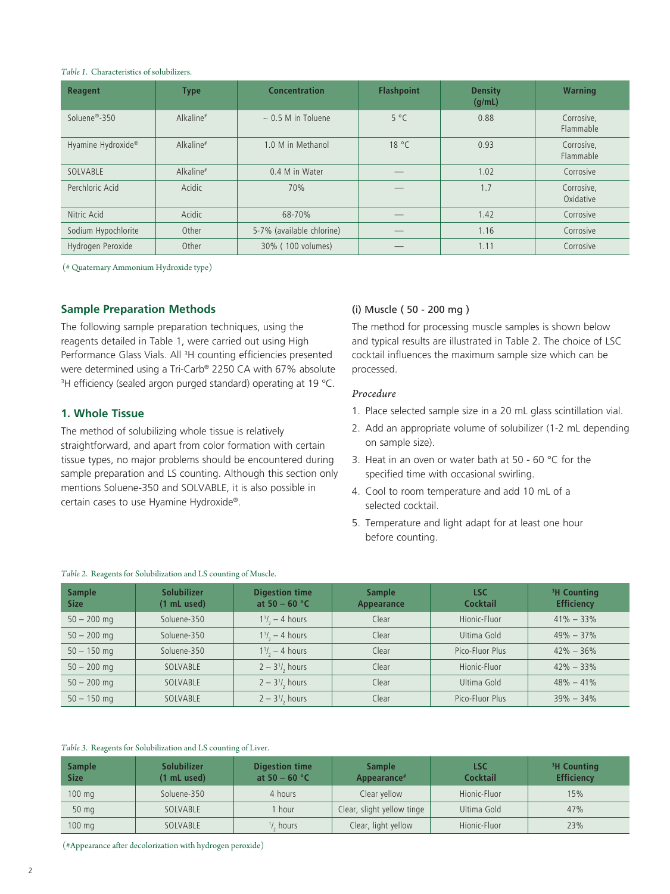*Table 1.* Characteristics of solubilizers.

| Reagent | Type | Concentration | Flashpoint | Density (g/mL) | Warning |
|---|---|---|---|---|---|
| Soluene®-350 | Alkaline# | ~ 0.5 M in Toluene | 5 °C | 0.88 | Corrosive, Flammable |
| Hyamine Hydroxide® | Alkaline# | 1.0 M in Methanol | 18 °C | 0.93 | Corrosive, Flammable |
| SOLVABLE | Alkaline# | 0.4 M in Water | — | 1.02 | Corrosive |
| Perchloric Acid | Acidic | 70% | — | 1.7 | Corrosive, Oxidative |
| Nitric Acid | Acidic | 68-70% | — | 1.42 | Corrosive |
| Sodium Hypochlorite | Other | 5-7% (available chlorine) | — | 1.16 | Corrosive |
| Hydrogen Peroxide | Other | 30% ( 100 volumes) | — | 1.11 | Corrosive |

(# Quaternary Ammonium Hydroxide type)

## Sample Preparation Methods

The following sample preparation techniques, using the reagents detailed in Table 1, were carried out using High Performance Glass Vials. All $^3$H counting efficiencies presented were determined using a Tri-Carb® 2250 CA with 67% absolute $^3$H efficiency (sealed argon purged standard) operating at 19 °C.

## 1. Whole Tissue

The method of solubilizing whole tissue is relatively straightforward, and apart from color formation with certain tissue types, no major problems should be encountered during sample preparation and LS counting. Although this section only mentions Soluene-350 and SOLVABLE, it is also possible in certain cases to use Hyamine Hydroxide®.

### (i) Muscle ( 50 - 200 mg )

The method for processing muscle samples is shown below and typical results are illustrated in Table 2. The choice of LSC cocktail influences the maximum sample size which can be processed.

*Procedure*

1. Place selected sample size in a 20 mL glass scintillation vial.
2. Add an appropriate volume of solubilizer (1-2 mL depending on sample size).
3. Heat in an oven or water bath at 50 - 60 °C for the specified time with occasional swirling.
4. Cool to room temperature and add 10 mL of a selected cocktail.
5. Temperature and light adapt for at least one hour before counting.

*Table 2.* Reagents for Solubilization and LS counting of Muscle.

| Sample Size | Solubilizer (1 mL used) | Digestion time at 50 – 60 °C | Sample Appearance | LSC Cocktail | $^3$H Counting Efficiency |
|---|---|---|---|---|---|
| 50 – 200 mg | Soluene-350 | 1½ – 4 hours | Clear | Hionic-Fluor | 41% – 33% |
| 50 – 200 mg | Soluene-350 | 1½ – 4 hours | Clear | Ultima Gold | 49% – 37% |
| 50 – 150 mg | Soluene-350 | 1½ – 4 hours | Clear | Pico-Fluor Plus | 42% – 36% |
| 50 – 200 mg | SOLVABLE | 2 – 3½ hours | Clear | Hionic-Fluor | 42% – 33% |
| 50 – 200 mg | SOLVABLE | 2 – 3½ hours | Clear | Ultima Gold | 48% – 41% |
| 50 – 150 mg | SOLVABLE | 2 – 3½ hours | Clear | Pico-Fluor Plus | 39% – 34% |

*Table 3.* Reagents for Solubilization and LS counting of Liver.

| Sample Size | Solubilizer (1 mL used) | Digestion time at 50 – 60 °C | Sample Appearance# | LSC Cocktail | $^3$H Counting Efficiency |
|---|---|---|---|---|---|
| 100 mg | Soluene-350 | 4 hours | Clear yellow | Hionic-Fluor | 15% |
| 50 mg | SOLVABLE | 1 hour | Clear, slight yellow tinge | Ultima Gold | 47% |
| 100 mg | SOLVABLE | ½ hours | Clear, light yellow | Hionic-Fluor | 23% |

(#Appearance after decolorization with hydrogen peroxide)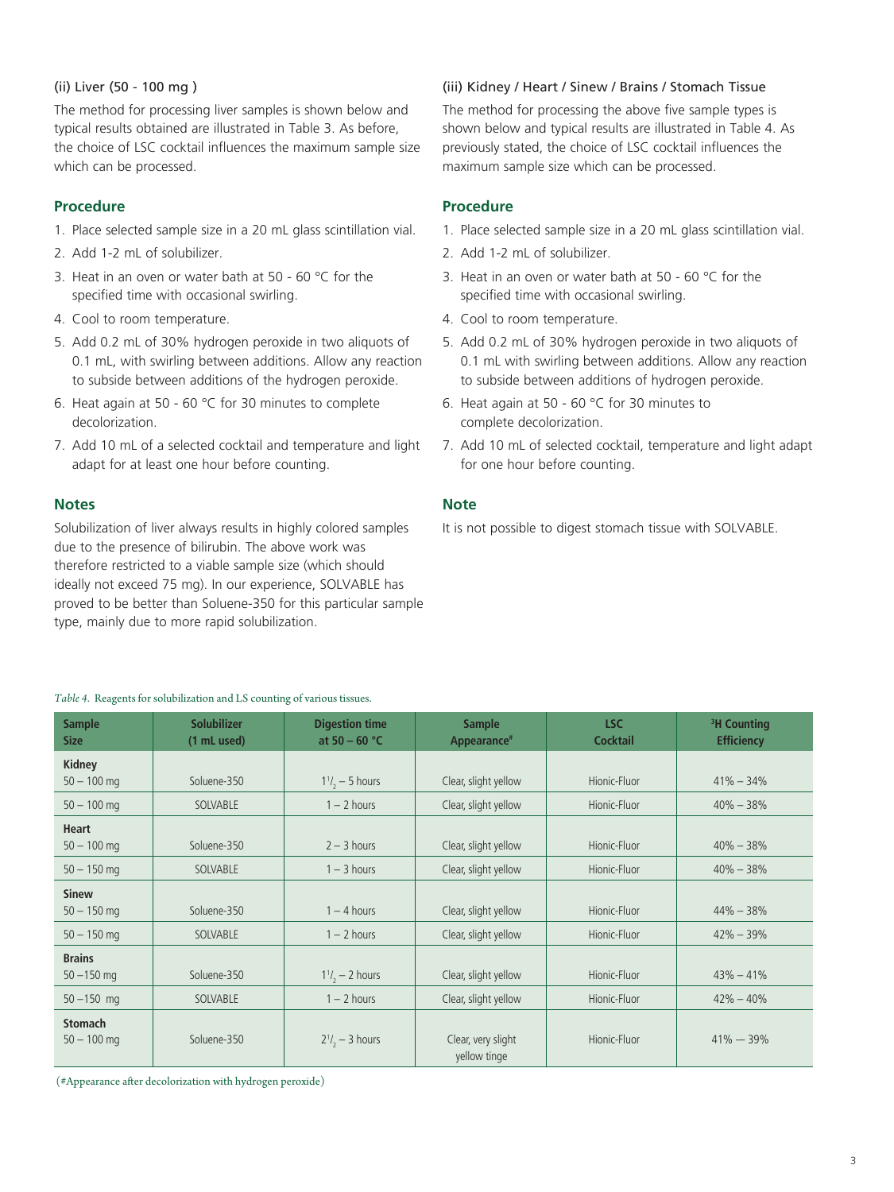### (ii) Liver (50 - 100 mg )

The method for processing liver samples is shown below and typical results obtained are illustrated in Table 3. As before, the choice of LSC cocktail influences the maximum sample size which can be processed.

#### Procedure

1. Place selected sample size in a 20 mL glass scintillation vial.
2. Add 1-2 mL of solubilizer.
3. Heat in an oven or water bath at 50 - 60 °C for the specified time with occasional swirling.
4. Cool to room temperature.
5. Add 0.2 mL of 30% hydrogen peroxide in two aliquots of 0.1 mL, with swirling between additions. Allow any reaction to subside between additions of the hydrogen peroxide.
6. Heat again at 50 - 60 °C for 30 minutes to complete decolorization.
7. Add 10 mL of a selected cocktail and temperature and light adapt for at least one hour before counting.

#### Notes

Solubilization of liver always results in highly colored samples due to the presence of bilirubin. The above work was therefore restricted to a viable sample size (which should ideally not exceed 75 mg). In our experience, SOLVABLE has proved to be better than Soluene-350 for this particular sample type, mainly due to more rapid solubilization.

### (iii) Kidney / Heart / Sinew / Brains / Stomach Tissue

The method for processing the above five sample types is shown below and typical results are illustrated in Table 4. As previously stated, the choice of LSC cocktail influences the maximum sample size which can be processed.

#### Procedure

1. Place selected sample size in a 20 mL glass scintillation vial.
2. Add 1-2 mL of solubilizer.
3. Heat in an oven or water bath at 50 - 60 °C for the specified time with occasional swirling.
4. Cool to room temperature.
5. Add 0.2 mL of 30% hydrogen peroxide in two aliquots of 0.1 mL with swirling between additions. Allow any reaction to subside between additions of hydrogen peroxide.
6. Heat again at 50 - 60 °C for 30 minutes to complete decolorization.
7. Add 10 mL of selected cocktail, temperature and light adapt for one hour before counting.

#### Note

It is not possible to digest stomach tissue with SOLVABLE.

*Table 4.* Reagents for solubilization and LS counting of various tissues.

| Sample Size | Solubilizer (1 mL used) | Digestion time at 50 – 60 °C | Sample Appearance# | LSC Cocktail | $^3$H Counting Efficiency |
|---|---|---|---|---|---|
| **Kidney** 50 – 100 mg | Soluene-350 | 1½ – 5 hours | Clear, slight yellow | Hionic-Fluor | 41% – 34% |
| 50 – 100 mg | SOLVABLE | 1 – 2 hours | Clear, slight yellow | Hionic-Fluor | 40% – 38% |
| **Heart** 50 – 100 mg | Soluene-350 | 2 – 3 hours | Clear, slight yellow | Hionic-Fluor | 40% – 38% |
| 50 – 150 mg | SOLVABLE | 1 – 3 hours | Clear, slight yellow | Hionic-Fluor | 40% – 38% |
| **Sinew** 50 – 150 mg | Soluene-350 | 1 – 4 hours | Clear, slight yellow | Hionic-Fluor | 44% – 38% |
| 50 – 150 mg | SOLVABLE | 1 – 2 hours | Clear, slight yellow | Hionic-Fluor | 42% – 39% |
| **Brains** 50 –150 mg | Soluene-350 | 1½ – 2 hours | Clear, slight yellow | Hionic-Fluor | 43% – 41% |
| 50 –150 mg | SOLVABLE | 1 – 2 hours | Clear, slight yellow | Hionic-Fluor | 42% – 40% |
| **Stomach** 50 – 100 mg | Soluene-350 | 2½ – 3 hours | Clear, very slight yellow tinge | Hionic-Fluor | 41% — 39% |

(#Appearance after decolorization with hydrogen peroxide)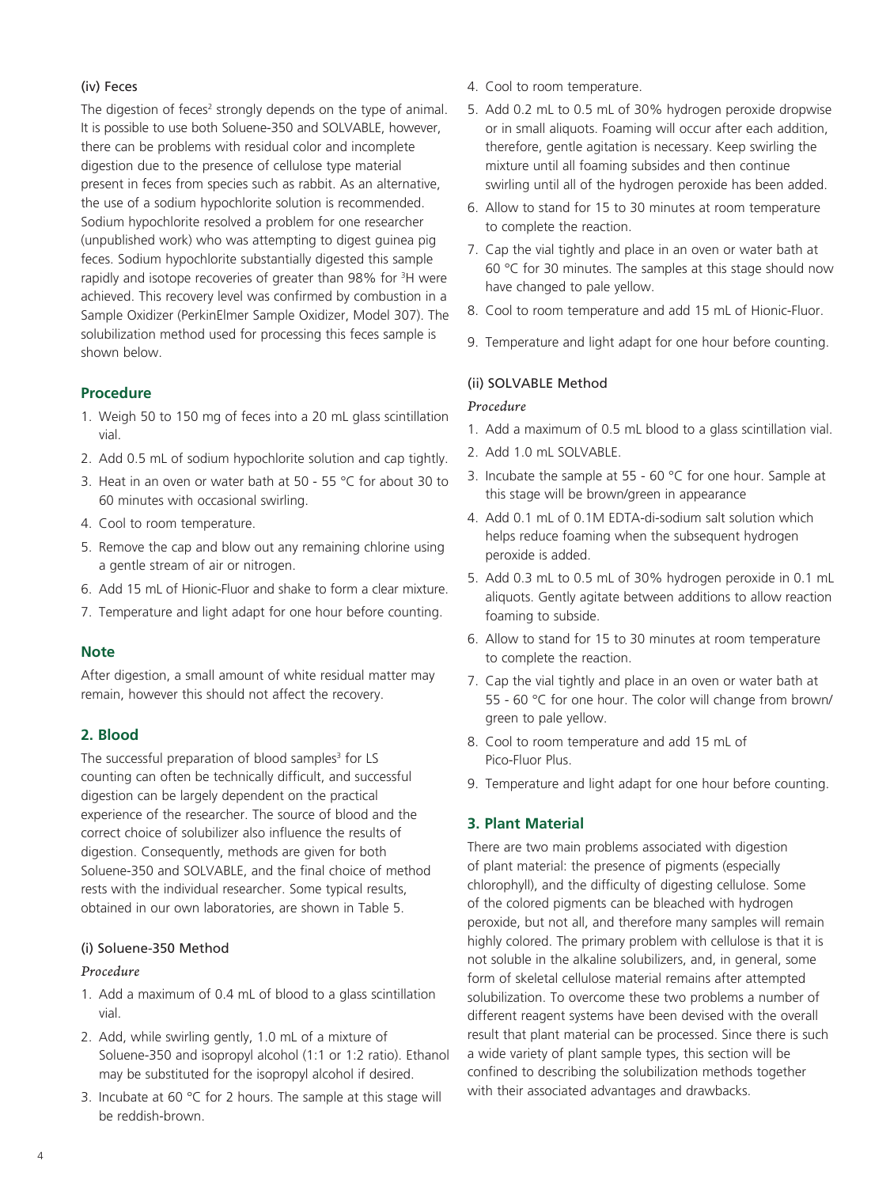#### (iv) Feces

The digestion of feces[2] strongly depends on the type of animal. It is possible to use both Soluene-350 and SOLVABLE, however, there can be problems with residual color and incomplete digestion due to the presence of cellulose type material present in feces from species such as rabbit. As an alternative, the use of a sodium hypochlorite solution is recommended. Sodium hypochlorite resolved a problem for one researcher (unpublished work) who was attempting to digest guinea pig feces. Sodium hypochlorite substantially digested this sample rapidly and isotope recoveries of greater than 98% for $^{3}H$ were achieved. This recovery level was confirmed by combustion in a Sample Oxidizer (PerkinElmer Sample Oxidizer, Model 307). The solubilization method used for processing this feces sample is shown below.

### Procedure

1. Weigh 50 to 150 mg of feces into a 20 mL glass scintillation vial.
2. Add 0.5 mL of sodium hypochlorite solution and cap tightly.
3. Heat in an oven or water bath at 50 - 55 °C for about 30 to 60 minutes with occasional swirling.
4. Cool to room temperature.
5. Remove the cap and blow out any remaining chlorine using a gentle stream of air or nitrogen.
6. Add 15 mL of Hionic-Fluor and shake to form a clear mixture.
7. Temperature and light adapt for one hour before counting.

### Note

After digestion, a small amount of white residual matter may remain, however this should not affect the recovery.

## 2. Blood

The successful preparation of blood samples[3] for LS counting can often be technically difficult, and successful digestion can be largely dependent on the practical experience of the researcher. The source of blood and the correct choice of solubilizer also influence the results of digestion. Consequently, methods are given for both Soluene-350 and SOLVABLE, and the final choice of method rests with the individual researcher. Some typical results, obtained in our own laboratories, are shown in Table 5.

#### (i) Soluene-350 Method

*Procedure*

1. Add a maximum of 0.4 mL of blood to a glass scintillation vial.
2. Add, while swirling gently, 1.0 mL of a mixture of Soluene-350 and isopropyl alcohol (1:1 or 1:2 ratio). Ethanol may be substituted for the isopropyl alcohol if desired.
3. Incubate at 60 °C for 2 hours. The sample at this stage will be reddish-brown.
4. Cool to room temperature.
5. Add 0.2 mL to 0.5 mL of 30% hydrogen peroxide dropwise or in small aliquots. Foaming will occur after each addition, therefore, gentle agitation is necessary. Keep swirling the mixture until all foaming subsides and then continue swirling until all of the hydrogen peroxide has been added.
6. Allow to stand for 15 to 30 minutes at room temperature to complete the reaction.
7. Cap the vial tightly and place in an oven or water bath at 60 °C for 30 minutes. The samples at this stage should now have changed to pale yellow.
8. Cool to room temperature and add 15 mL of Hionic-Fluor.
9. Temperature and light adapt for one hour before counting.

#### (ii) SOLVABLE Method

*Procedure*

1. Add a maximum of 0.5 mL blood to a glass scintillation vial.
2. Add 1.0 mL SOLVABLE.
3. Incubate the sample at 55 - 60 °C for one hour. Sample at this stage will be brown/green in appearance
4. Add 0.1 mL of 0.1M EDTA-di-sodium salt solution which helps reduce foaming when the subsequent hydrogen peroxide is added.
5. Add 0.3 mL to 0.5 mL of 30% hydrogen peroxide in 0.1 mL aliquots. Gently agitate between additions to allow reaction foaming to subside.
6. Allow to stand for 15 to 30 minutes at room temperature to complete the reaction.
7. Cap the vial tightly and place in an oven or water bath at 55 - 60 °C for one hour. The color will change from brown/green to pale yellow.
8. Cool to room temperature and add 15 mL of Pico-Fluor Plus.
9. Temperature and light adapt for one hour before counting.

## 3. Plant Material

There are two main problems associated with digestion of plant material: the presence of pigments (especially chlorophyll), and the difficulty of digesting cellulose. Some of the colored pigments can be bleached with hydrogen peroxide, but not all, and therefore many samples will remain highly colored. The primary problem with cellulose is that it is not soluble in the alkaline solubilizers, and, in general, some form of skeletal cellulose material remains after attempted solubilization. To overcome these two problems a number of different reagent systems have been devised with the overall result that plant material can be processed. Since there is such a wide variety of plant sample types, this section will be confined to describing the solubilization methods together with their associated advantages and drawbacks.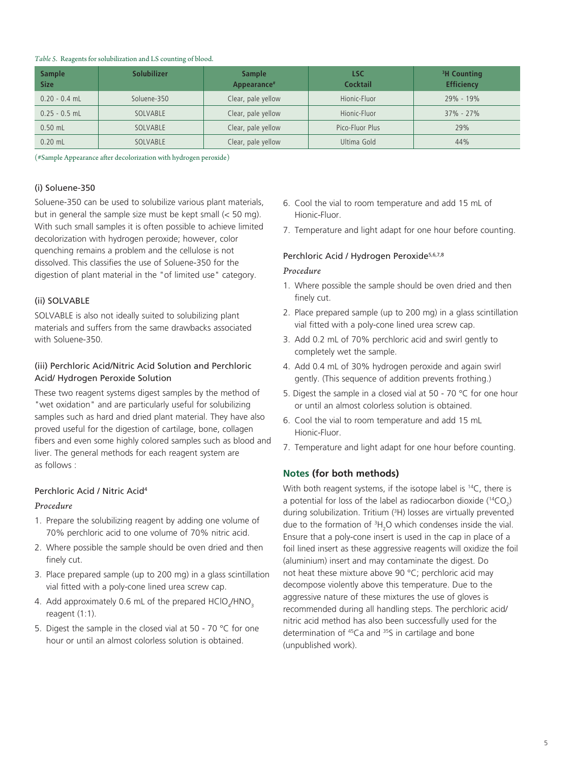*Table 5.* Reagents for solubilization and LS counting of blood.

| Sample Size | Solubilizer | Sample Appearance# | LSC Cocktail | $^{3}H$ Counting Efficiency |
|---|---|---|---|---|
| 0.20 - 0.4 mL | Soluene-350 | Clear, pale yellow | Hionic-Fluor | 29% - 19% |
| 0.25 - 0.5 mL | SOLVABLE | Clear, pale yellow | Hionic-Fluor | 37% - 27% |
| 0.50 mL | SOLVABLE | Clear, pale yellow | Pico-Fluor Plus | 29% |
| 0.20 mL | SOLVABLE | Clear, pale yellow | Ultima Gold | 44% |

(#Sample Appearance after decolorization with hydrogen peroxide)

### (i) Soluene-350

Soluene-350 can be used to solubilize various plant materials, but in general the sample size must be kept small (< 50 mg). With such small samples it is often possible to achieve limited decolorization with hydrogen peroxide; however, color quenching remains a problem and the cellulose is not dissolved. This classifies the use of Soluene-350 for the digestion of plant material in the "of limited use" category.

### (ii) SOLVABLE

SOLVABLE is also not ideally suited to solubilizing plant materials and suffers from the same drawbacks associated with Soluene-350.

### (iii) Perchloric Acid/Nitric Acid Solution and Perchloric Acid/ Hydrogen Peroxide Solution

These two reagent systems digest samples by the method of "wet oxidation" and are particularly useful for solubilizing samples such as hard and dried plant material. They have also proved useful for the digestion of cartilage, bone, collagen fibers and even some highly colored samples such as blood and liver. The general methods for each reagent system are as follows :

#### Perchloric Acid / Nitric Acid[4]

*Procedure*

1. Prepare the solubilizing reagent by adding one volume of 70% perchloric acid to one volume of 70% nitric acid.
2. Where possible the sample should be oven dried and then finely cut.
3. Place prepared sample (up to 200 mg) in a glass scintillation vial fitted with a poly-cone lined urea screw cap.
4. Add approximately 0.6 mL of the prepared $HClO_4/HNO_3$ reagent (1:1).
5. Digest the sample in the closed vial at 50 - 70 °C for one hour or until an almost colorless solution is obtained.
6. Cool the vial to room temperature and add 15 mL of Hionic-Fluor.
7. Temperature and light adapt for one hour before counting.

#### Perchloric Acid / Hydrogen Peroxide[5,6,7,8]

*Procedure*

1. Where possible the sample should be oven dried and then finely cut.
2. Place prepared sample (up to 200 mg) in a glass scintillation vial fitted with a poly-cone lined urea screw cap.
3. Add 0.2 mL of 70% perchloric acid and swirl gently to completely wet the sample.
4. Add 0.4 mL of 30% hydrogen peroxide and again swirl gently. (This sequence of addition prevents frothing.)
5. Digest the sample in a closed vial at 50 - 70 °C for one hour or until an almost colorless solution is obtained.
6. Cool the vial to room temperature and add 15 mL Hionic-Fluor.
7. Temperature and light adapt for one hour before counting.

### Notes (for both methods)

With both reagent systems, if the isotope label is $^{14}C$, there is a potential for loss of the label as radiocarbon dioxide ($^{14}CO_2$) during solubilization. Tritium ($^{3}H$) losses are virtually prevented due to the formation of $^{3}H_2O$ which condenses inside the vial. Ensure that a poly-cone insert is used in the cap in place of a foil lined insert as these aggressive reagents will oxidize the foil (aluminium) insert and may contaminate the digest. Do not heat these mixture above 90 °C; perchloric acid may decompose violently above this temperature. Due to the aggressive nature of these mixtures the use of gloves is recommended during all handling steps. The perchloric acid/ nitric acid method has also been successfully used for the determination of $^{45}Ca$ and $^{35}S$ in cartilage and bone (unpublished work).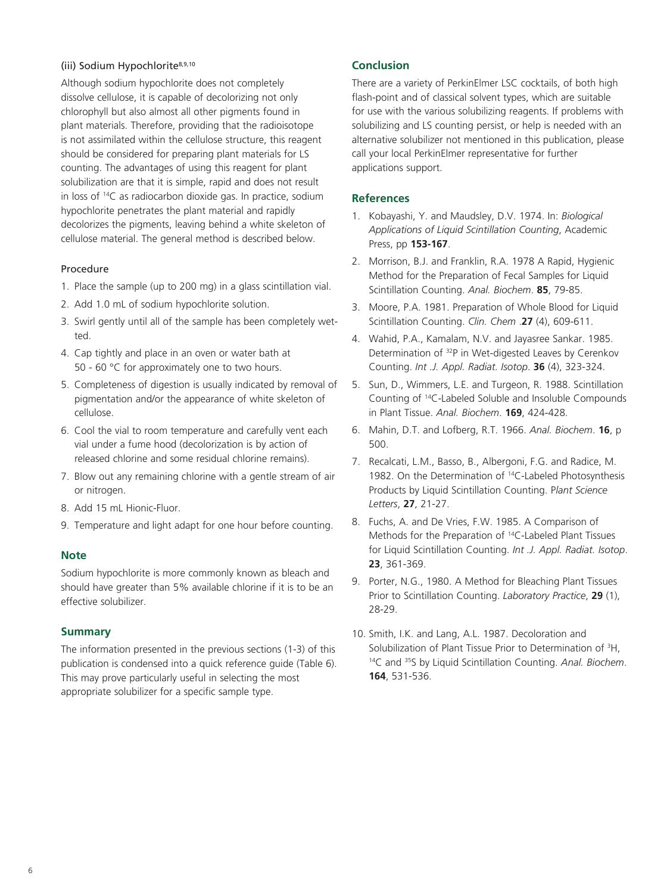### (iii) Sodium Hypochlorite[8,9,10]

Although sodium hypochlorite does not completely dissolve cellulose, it is capable of decolorizing not only chlorophyll but also almost all other pigments found in plant materials. Therefore, providing that the radioisotope is not assimilated within the cellulose structure, this reagent should be considered for preparing plant materials for LS counting. The advantages of using this reagent for plant solubilization are that it is simple, rapid and does not result in loss of $^{14}C$ as radiocarbon dioxide gas. In practice, sodium hypochlorite penetrates the plant material and rapidly decolorizes the pigments, leaving behind a white skeleton of cellulose material. The general method is described below.

Procedure

1. Place the sample (up to 200 mg) in a glass scintillation vial.
2. Add 1.0 mL of sodium hypochlorite solution.
3. Swirl gently until all of the sample has been completely wetted.
4. Cap tightly and place in an oven or water bath at 50 - 60 °C for approximately one to two hours.
5. Completeness of digestion is usually indicated by removal of pigmentation and/or the appearance of white skeleton of cellulose.
6. Cool the vial to room temperature and carefully vent each vial under a fume hood (decolorization is by action of released chlorine and some residual chlorine remains).
7. Blow out any remaining chlorine with a gentle stream of air or nitrogen.
8. Add 15 mL Hionic-Fluor.
9. Temperature and light adapt for one hour before counting.

## Note

Sodium hypochlorite is more commonly known as bleach and should have greater than 5% available chlorine if it is to be an effective solubilizer.

## Summary

The information presented in the previous sections (1-3) of this publication is condensed into a quick reference guide (Table 6). This may prove particularly useful in selecting the most appropriate solubilizer for a specific sample type.

## Conclusion

There are a variety of PerkinElmer LSC cocktails, of both high flash-point and of classical solvent types, which are suitable for use with the various solubilizing reagents. If problems with solubilizing and LS counting persist, or help is needed with an alternative solubilizer not mentioned in this publication, please call your local PerkinElmer representative for further applications support.

## References

1. Kobayashi, Y. and Maudsley, D.V. 1974. In: *Biological Applications of Liquid Scintillation Counting*, Academic Press, pp **153-167**.
2. Morrison, B.J. and Franklin, R.A. 1978 A Rapid, Hygienic Method for the Preparation of Fecal Samples for Liquid Scintillation Counting. *Anal. Biochem*. **85**, 79-85.
3. Moore, P.A. 1981. Preparation of Whole Blood for Liquid Scintillation Counting. *Clin. Chem* .**27** (4), 609-611.
4. Wahid, P.A., Kamalam, N.V. and Jayasree Sankar. 1985. Determination of $^{32}P$ in Wet-digested Leaves by Cerenkov Counting. *Int .J. Appl. Radiat. Isotop*. **36** (4), 323-324.
5. Sun, D., Wimmers, L.E. and Turgeon, R. 1988. Scintillation Counting of $^{14}C$-Labeled Soluble and Insoluble Compounds in Plant Tissue. *Anal. Biochem*. **169**, 424-428.
6. Mahin, D.T. and Lofberg, R.T. 1966. *Anal. Biochem*. **16**, p 500.
7. Recalcati, L.M., Basso, B., Albergoni, F.G. and Radice, M. 1982. On the Determination of $^{14}C$-Labeled Photosynthesis Products by Liquid Scintillation Counting. *Plant Science Letters*, **27**, 21-27.
8. Fuchs, A. and De Vries, F.W. 1985. A Comparison of Methods for the Preparation of $^{14}C$-Labeled Plant Tissues for Liquid Scintillation Counting. *Int .J. Appl. Radiat. Isotop*. **23**, 361-369.
9. Porter, N.G., 1980. A Method for Bleaching Plant Tissues Prior to Scintillation Counting. *Laboratory Practice*, **29** (1), 28-29.
10. Smith, I.K. and Lang, A.L. 1987. Decoloration and Solubilization of Plant Tissue Prior to Determination of $^{3}H$, $^{14}C$ and $^{35}S$ by Liquid Scintillation Counting. *Anal. Biochem*. **164**, 531-536.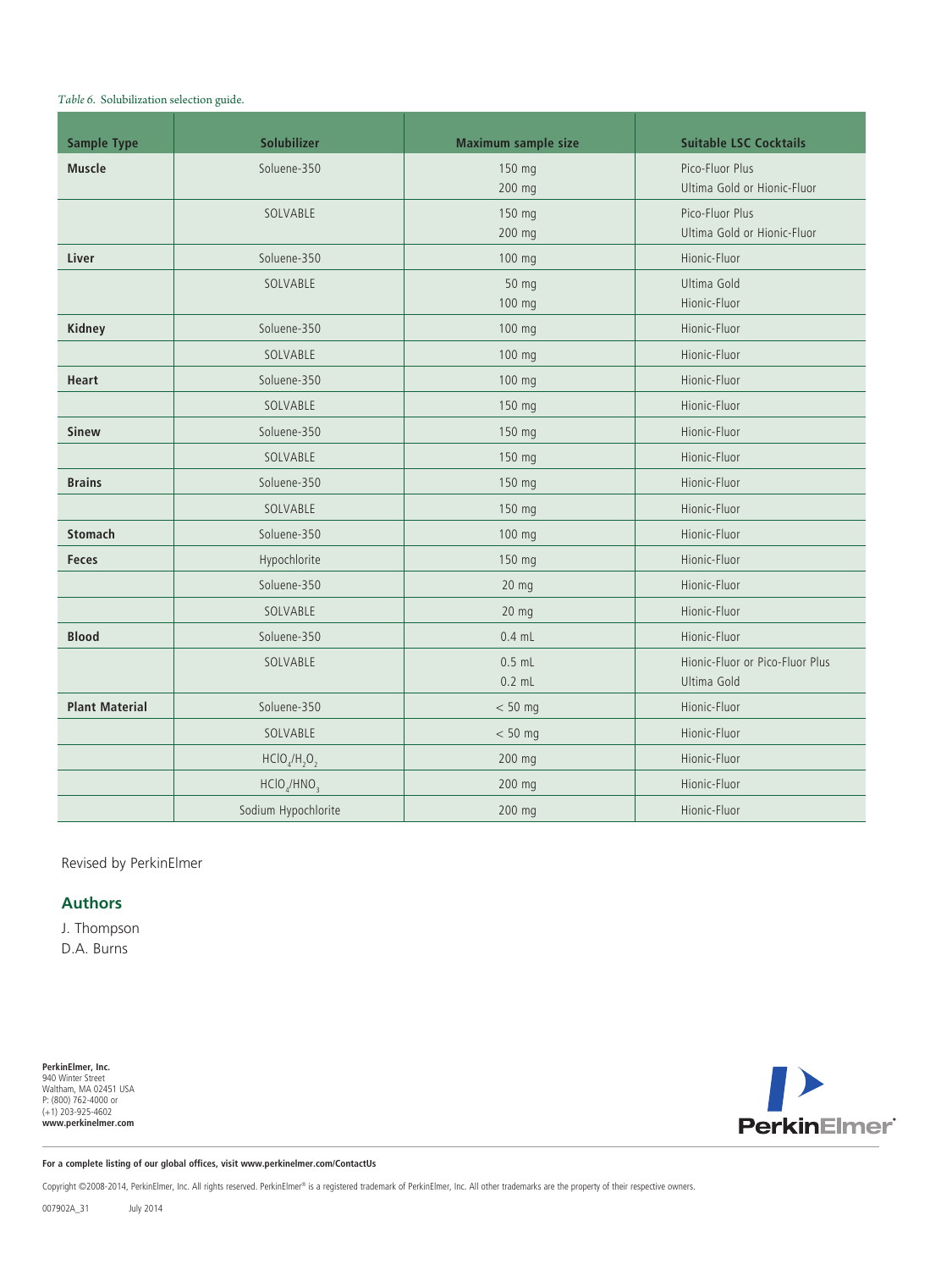*Table 6.* Solubilization selection guide.

| Sample Type | Solubilizer | Maximum sample size | Suitable LSC Cocktails |
|---|---|---|---|
| **Muscle** | Soluene-350 | 150 mg<br>200 mg | Pico-Fluor Plus<br>Ultima Gold or Hionic-Fluor |
| | SOLVABLE | 150 mg<br>200 mg | Pico-Fluor Plus<br>Ultima Gold or Hionic-Fluor |
| **Liver** | Soluene-350 | 100 mg | Hionic-Fluor |
| | SOLVABLE | 50 mg<br>100 mg | Ultima Gold<br>Hionic-Fluor |
| **Kidney** | Soluene-350 | 100 mg | Hionic-Fluor |
| | SOLVABLE | 100 mg | Hionic-Fluor |
| **Heart** | Soluene-350 | 100 mg | Hionic-Fluor |
| | SOLVABLE | 150 mg | Hionic-Fluor |
| **Sinew** | Soluene-350 | 150 mg | Hionic-Fluor |
| | SOLVABLE | 150 mg | Hionic-Fluor |
| **Brains** | Soluene-350 | 150 mg | Hionic-Fluor |
| | SOLVABLE | 150 mg | Hionic-Fluor |
| **Stomach** | Soluene-350 | 100 mg | Hionic-Fluor |
| **Feces** | Hypochlorite | 150 mg | Hionic-Fluor |
| | Soluene-350 | 20 mg | Hionic-Fluor |
| | SOLVABLE | 20 mg | Hionic-Fluor |
| **Blood** | Soluene-350 | 0.4 mL | Hionic-Fluor |
| | SOLVABLE | 0.5 mL<br>0.2 mL | Hionic-Fluor or Pico-Fluor Plus<br>Ultima Gold |
| **Plant Material** | Soluene-350 | < 50 mg | Hionic-Fluor |
| | SOLVABLE | < 50 mg | Hionic-Fluor |
| | $HClO_4/H_2O_2$ | 200 mg | Hionic-Fluor |
| | $HClO_4/HNO_3$ | 200 mg | Hionic-Fluor |
| | Sodium Hypochlorite | 200 mg | Hionic-Fluor |

Revised by PerkinElmer

## Authors

J. Thompson
D.A. Burns

**PerkinElmer, Inc.**
940 Winter Street
Waltham, MA 02451 USA
P: (800) 762-4000 or
(+1) 203-925-4602
**www.perkinelmer.com**

**For a complete listing of our global offices, visit www.perkinelmer.com/ContactUs**

Copyright ©2008-2014, PerkinElmer, Inc. All rights reserved. PerkinElmer® is a registered trademark of PerkinElmer, Inc. All other trademarks are the property of their respective owners.

007902A_31 July 2014